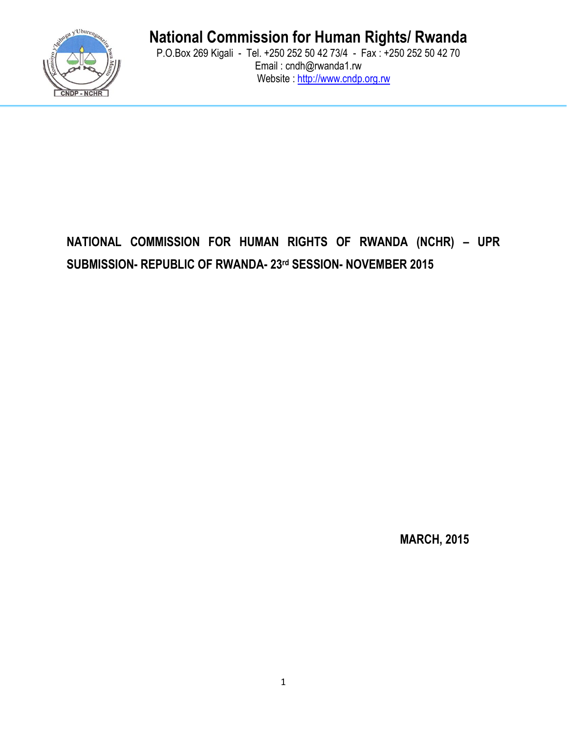# National Commission for Human Rights/ Rwanda

P.O.Box 269 Kigali - Tel. +250 252 50 42 73/4 - Fax : +250 252 50 42 70

Email : cndh@rwanda1.rw

Website : http://www.cndp.org.rw

**NATIONAL COMMISSION FOR HUMAN RIGHTS OF RWANDA (NCHR) – UPR SUBMISSION- REPUBLIC OF RWANDA- 23rd SESSION- NOVEMBER 2015**

**MARCH, 2015**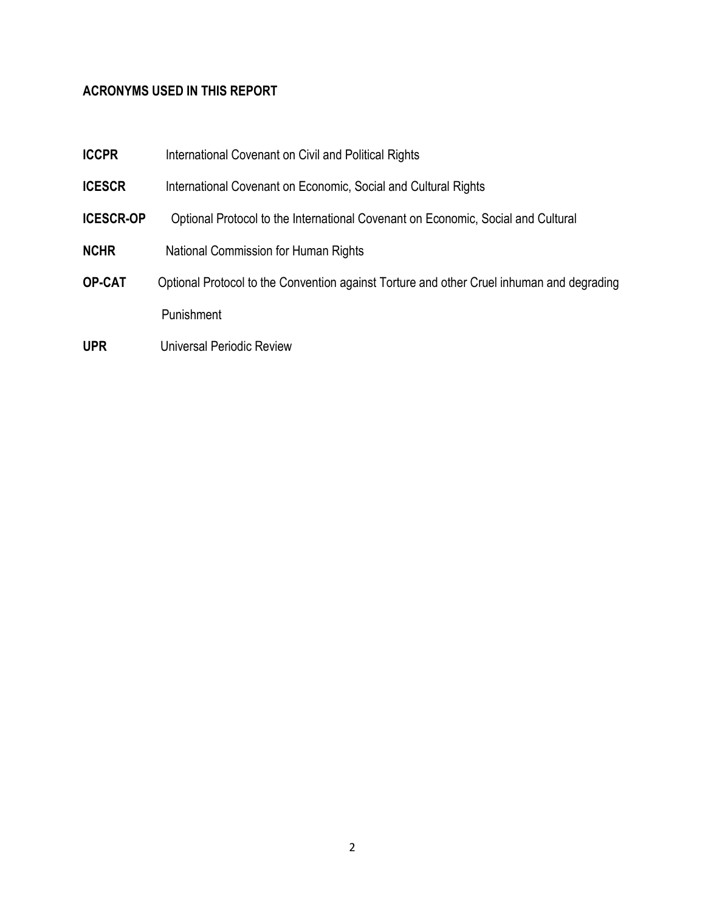**ACRONYMS USED IN THIS REPORT**

| | |
|---|---|
| **ICCPR** | International Covenant on Civil and Political Rights |
| **ICESCR** | International Covenant on Economic, Social and Cultural Rights |
| **ICESCR-OP** | Optional Protocol to the International Covenant on Economic, Social and Cultural |
| **NCHR** | National Commission for Human Rights |
| **OP-CAT** | Optional Protocol to the Convention against Torture and other Cruel inhuman and degrading Punishment |
| **UPR** | Universal Periodic Review |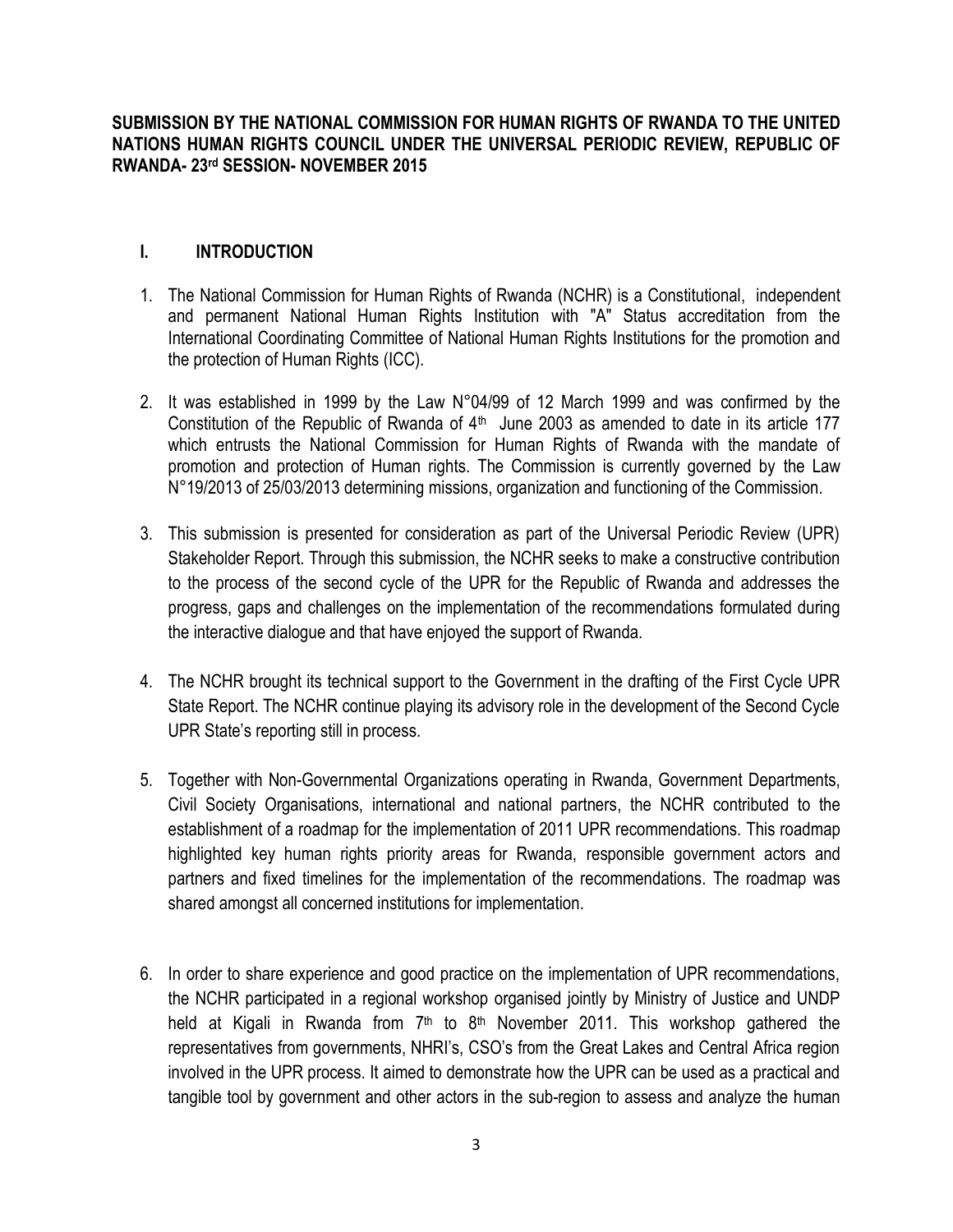**SUBMISSION BY THE NATIONAL COMMISSION FOR HUMAN RIGHTS OF RWANDA TO THE UNITED NATIONS HUMAN RIGHTS COUNCIL UNDER THE UNIVERSAL PERIODIC REVIEW, REPUBLIC OF RWANDA- 23rd SESSION- NOVEMBER 2015**

## I. INTRODUCTION

1. The National Commission for Human Rights of Rwanda (NCHR) is a Constitutional, independent and permanent National Human Rights Institution with "A" Status accreditation from the International Coordinating Committee of National Human Rights Institutions for the promotion and the protection of Human Rights (ICC).

2. It was established in 1999 by the Law N°04/99 of 12 March 1999 and was confirmed by the Constitution of the Republic of Rwanda of 4th June 2003 as amended to date in its article 177 which entrusts the National Commission for Human Rights of Rwanda with the mandate of promotion and protection of Human rights. The Commission is currently governed by the Law N°19/2013 of 25/03/2013 determining missions, organization and functioning of the Commission.

3. This submission is presented for consideration as part of the Universal Periodic Review (UPR) Stakeholder Report. Through this submission, the NCHR seeks to make a constructive contribution to the process of the second cycle of the UPR for the Republic of Rwanda and addresses the progress, gaps and challenges on the implementation of the recommendations formulated during the interactive dialogue and that have enjoyed the support of Rwanda.

4. The NCHR brought its technical support to the Government in the drafting of the First Cycle UPR State Report. The NCHR continue playing its advisory role in the development of the Second Cycle UPR State's reporting still in process.

5. Together with Non-Governmental Organizations operating in Rwanda, Government Departments, Civil Society Organisations, international and national partners, the NCHR contributed to the establishment of a roadmap for the implementation of 2011 UPR recommendations. This roadmap highlighted key human rights priority areas for Rwanda, responsible government actors and partners and fixed timelines for the implementation of the recommendations. The roadmap was shared amongst all concerned institutions for implementation.

6. In order to share experience and good practice on the implementation of UPR recommendations, the NCHR participated in a regional workshop organised jointly by Ministry of Justice and UNDP held at Kigali in Rwanda from 7th to 8th November 2011. This workshop gathered the representatives from governments, NHRI's, CSO's from the Great Lakes and Central Africa region involved in the UPR process. It aimed to demonstrate how the UPR can be used as a practical and tangible tool by government and other actors in the sub-region to assess and analyze the human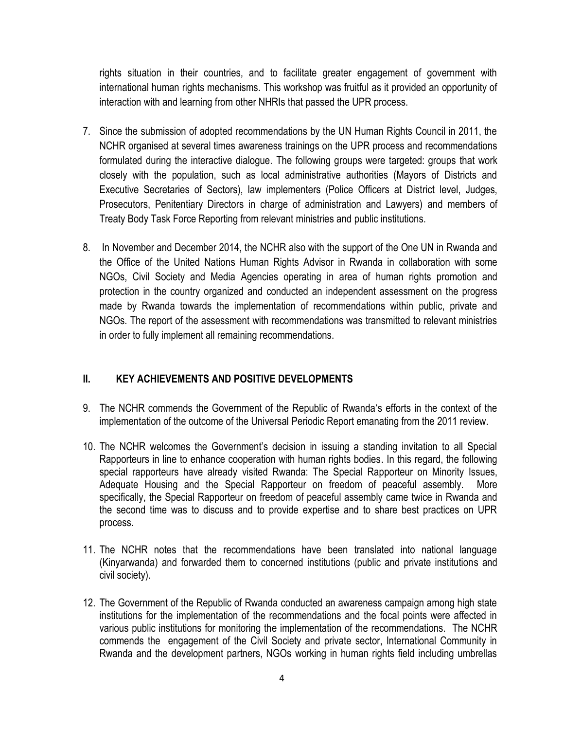rights situation in their countries, and to facilitate greater engagement of government with international human rights mechanisms. This workshop was fruitful as it provided an opportunity of interaction with and learning from other NHRIs that passed the UPR process.

7. Since the submission of adopted recommendations by the UN Human Rights Council in 2011, the NCHR organised at several times awareness trainings on the UPR process and recommendations formulated during the interactive dialogue. The following groups were targeted: groups that work closely with the population, such as local administrative authorities (Mayors of Districts and Executive Secretaries of Sectors), law implementers (Police Officers at District level, Judges, Prosecutors, Penitentiary Directors in charge of administration and Lawyers) and members of Treaty Body Task Force Reporting from relevant ministries and public institutions.

8. In November and December 2014, the NCHR also with the support of the One UN in Rwanda and the Office of the United Nations Human Rights Advisor in Rwanda in collaboration with some NGOs, Civil Society and Media Agencies operating in area of human rights promotion and protection in the country organized and conducted an independent assessment on the progress made by Rwanda towards the implementation of recommendations within public, private and NGOs. The report of the assessment with recommendations was transmitted to relevant ministries in order to fully implement all remaining recommendations.

## II. KEY ACHIEVEMENTS AND POSITIVE DEVELOPMENTS

9. The NCHR commends the Government of the Republic of Rwanda's efforts in the context of the implementation of the outcome of the Universal Periodic Report emanating from the 2011 review.

10. The NCHR welcomes the Government's decision in issuing a standing invitation to all Special Rapporteurs in line to enhance cooperation with human rights bodies. In this regard, the following special rapporteurs have already visited Rwanda: The Special Rapporteur on Minority Issues, Adequate Housing and the Special Rapporteur on freedom of peaceful assembly. More specifically, the Special Rapporteur on freedom of peaceful assembly came twice in Rwanda and the second time was to discuss and to provide expertise and to share best practices on UPR process.

11. The NCHR notes that the recommendations have been translated into national language (Kinyarwanda) and forwarded them to concerned institutions (public and private institutions and civil society).

12. The Government of the Republic of Rwanda conducted an awareness campaign among high state institutions for the implementation of the recommendations and the focal points were affected in various public institutions for monitoring the implementation of the recommendations. The NCHR commends the engagement of the Civil Society and private sector, International Community in Rwanda and the development partners, NGOs working in human rights field including umbrellas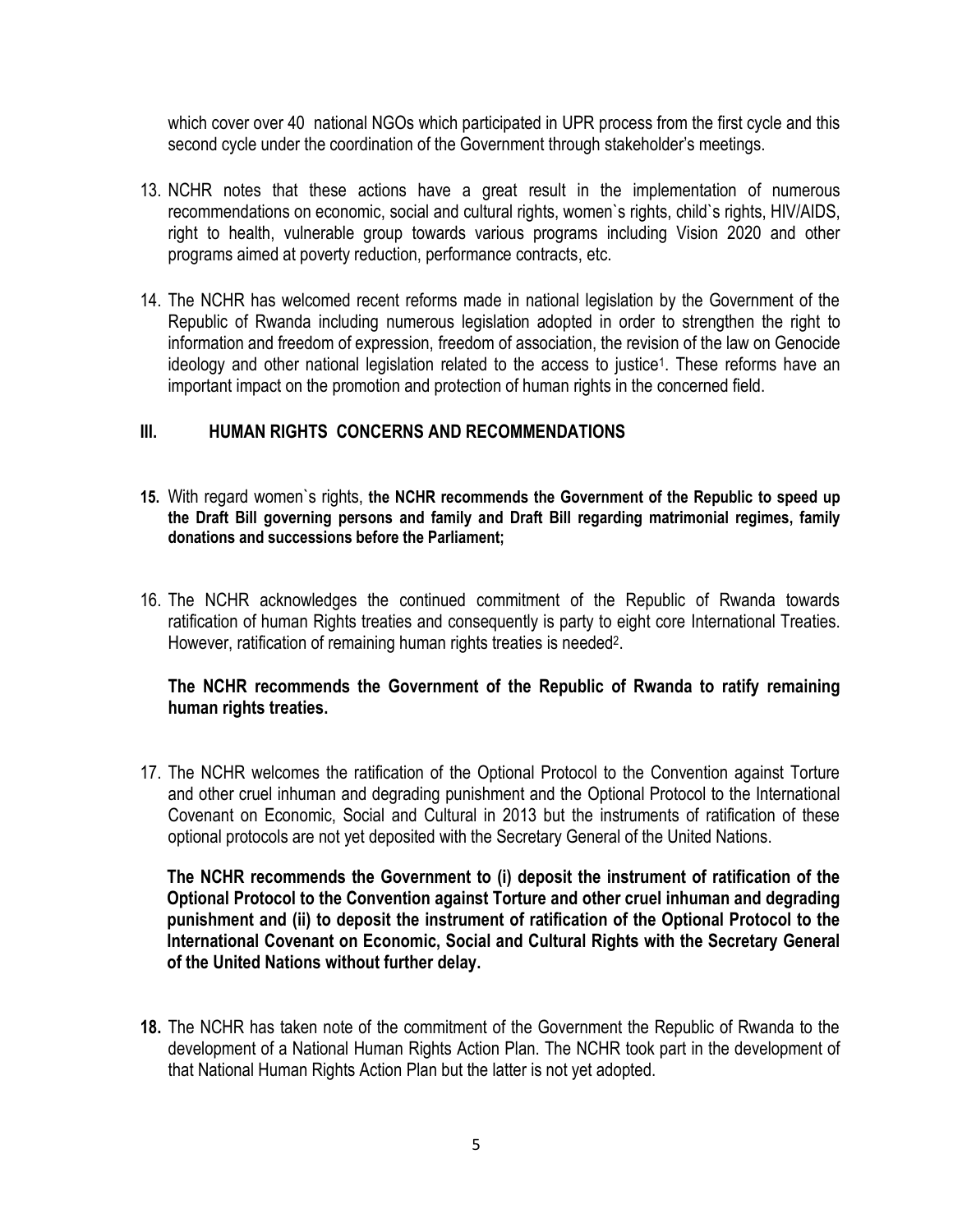which cover over 40 national NGOs which participated in UPR process from the first cycle and this second cycle under the coordination of the Government through stakeholder's meetings.

13. NCHR notes that these actions have a great result in the implementation of numerous recommendations on economic, social and cultural rights, women`s rights, child`s rights, HIV/AIDS, right to health, vulnerable group towards various programs including Vision 2020 and other programs aimed at poverty reduction, performance contracts, etc.

14. The NCHR has welcomed recent reforms made in national legislation by the Government of the Republic of Rwanda including numerous legislation adopted in order to strengthen the right to information and freedom of expression, freedom of association, the revision of the law on Genocide ideology and other national legislation related to the access to justice[1]. These reforms have an important impact on the promotion and protection of human rights in the concerned field.

## III. HUMAN RIGHTS CONCERNS AND RECOMMENDATIONS

**15.** With regard women`s rights, **the NCHR recommends the Government of the Republic to speed up the Draft Bill governing persons and family and Draft Bill regarding matrimonial regimes, family donations and successions before the Parliament;**

16. The NCHR acknowledges the continued commitment of the Republic of Rwanda towards ratification of human Rights treaties and consequently is party to eight core International Treaties. However, ratification of remaining human rights treaties is needed[2].

**The NCHR recommends the Government of the Republic of Rwanda to ratify remaining human rights treaties.**

17. The NCHR welcomes the ratification of the Optional Protocol to the Convention against Torture and other cruel inhuman and degrading punishment and the Optional Protocol to the International Covenant on Economic, Social and Cultural in 2013 but the instruments of ratification of these optional protocols are not yet deposited with the Secretary General of the United Nations.

**The NCHR recommends the Government to (i) deposit the instrument of ratification of the Optional Protocol to the Convention against Torture and other cruel inhuman and degrading punishment and (ii) to deposit the instrument of ratification of the Optional Protocol to the International Covenant on Economic, Social and Cultural Rights with the Secretary General of the United Nations without further delay.**

**18.** The NCHR has taken note of the commitment of the Government the Republic of Rwanda to the development of a National Human Rights Action Plan. The NCHR took part in the development of that National Human Rights Action Plan but the latter is not yet adopted.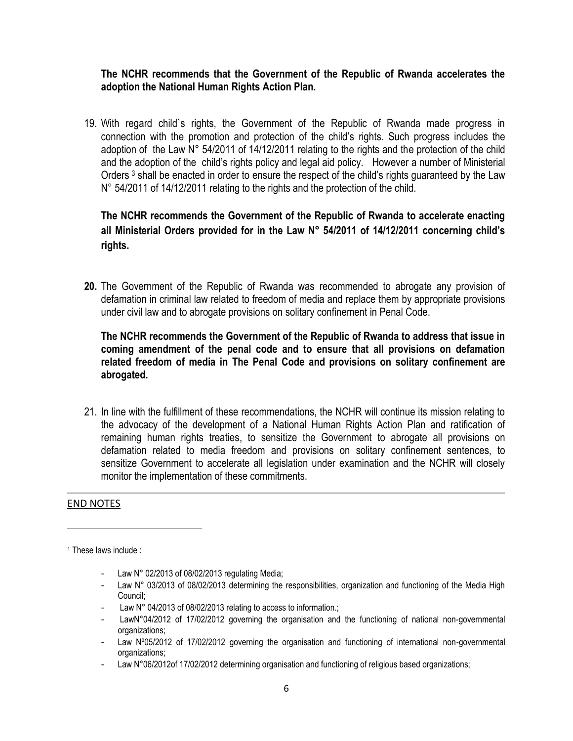**The NCHR recommends that the Government of the Republic of Rwanda accelerates the adoption the National Human Rights Action Plan.**

19. With regard child`s rights, the Government of the Republic of Rwanda made progress in connection with the promotion and protection of the child's rights. Such progress includes the adoption of the Law N° 54/2011 of 14/12/2011 relating to the rights and the protection of the child and the adoption of the child's rights policy and legal aid policy. However a number of Ministerial Orders [3] shall be enacted in order to ensure the respect of the child's rights guaranteed by the Law N° 54/2011 of 14/12/2011 relating to the rights and the protection of the child.

**The NCHR recommends the Government of the Republic of Rwanda to accelerate enacting all Ministerial Orders provided for in the Law N° 54/2011 of 14/12/2011 concerning child's rights.**

**20.** The Government of the Republic of Rwanda was recommended to abrogate any provision of defamation in criminal law related to freedom of media and replace them by appropriate provisions under civil law and to abrogate provisions on solitary confinement in Penal Code.

**The NCHR recommends the Government of the Republic of Rwanda to address that issue in coming amendment of the penal code and to ensure that all provisions on defamation related freedom of media in The Penal Code and provisions on solitary confinement are abrogated.**

21. In line with the fulfillment of these recommendations, the NCHR will continue its mission relating to the advocacy of the development of a National Human Rights Action Plan and ratification of remaining human rights treaties, to sensitize the Government to abrogate all provisions on defamation related to media freedom and provisions on solitary confinement sentences, to sensitize Government to accelerate all legislation under examination and the NCHR will closely monitor the implementation of these commitments.

## END NOTES

[1] These laws include :

- Law N° 02/2013 of 08/02/2013 regulating Media;
- Law N° 03/2013 of 08/02/2013 determining the responsibilities, organization and functioning of the Media High Council;
- Law N° 04/2013 of 08/02/2013 relating to access to information.;
- LawN°04/2012 of 17/02/2012 governing the organisation and the functioning of national non-governmental organizations;
- Law Nº05/2012 of 17/02/2012 governing the organisation and functioning of international non-governmental organizations;
- Law N°06/2012of 17/02/2012 determining organisation and functioning of religious based organizations;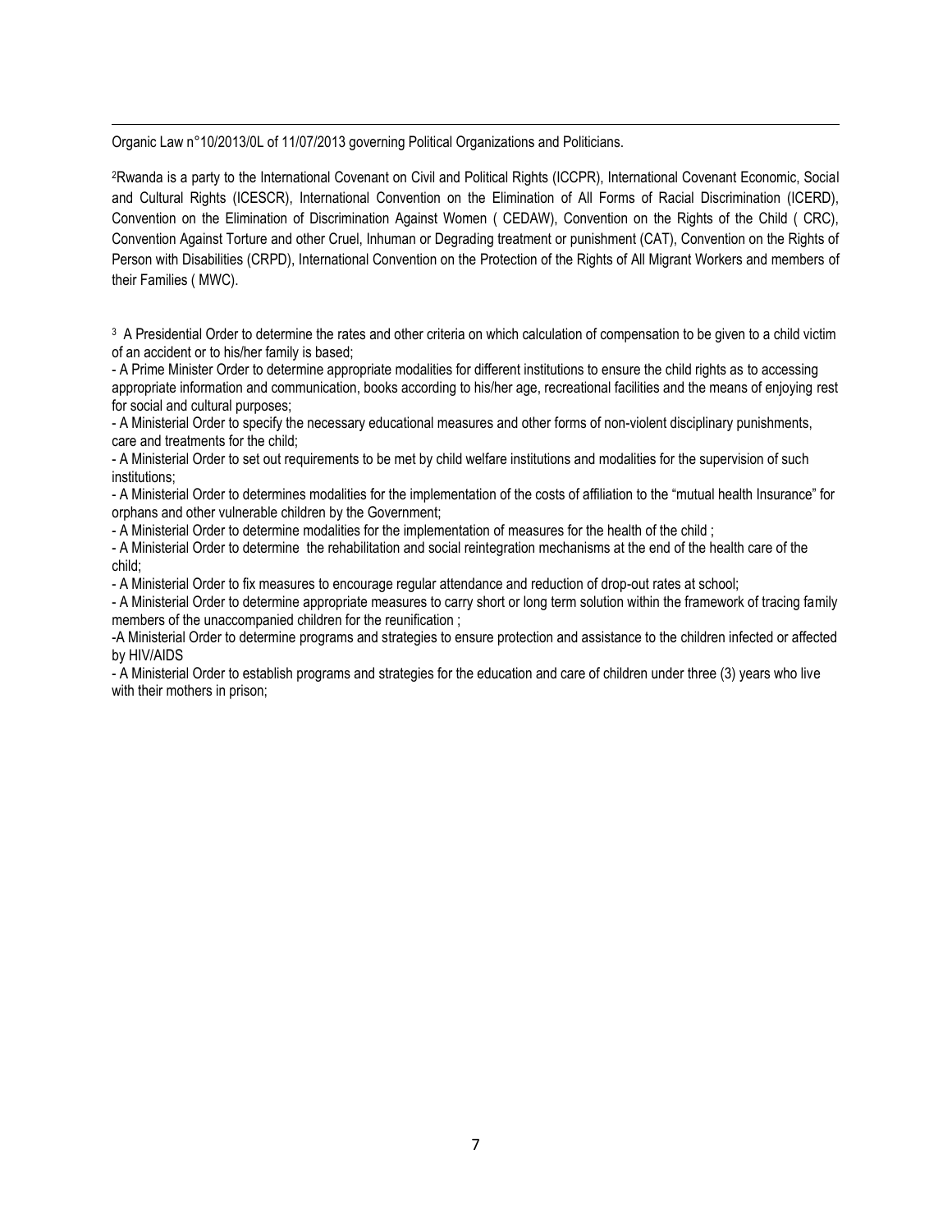Organic Law n°10/2013/0L of 11/07/2013 governing Political Organizations and Politicians.

[2]Rwanda is a party to the International Covenant on Civil and Political Rights (ICCPR), International Covenant Economic, Social and Cultural Rights (ICESCR), International Convention on the Elimination of All Forms of Racial Discrimination (ICERD), Convention on the Elimination of Discrimination Against Women ( CEDAW), Convention on the Rights of the Child ( CRC), Convention Against Torture and other Cruel, Inhuman or Degrading treatment or punishment (CAT), Convention on the Rights of Person with Disabilities (CRPD), International Convention on the Protection of the Rights of All Migrant Workers and members of their Families ( MWC).

[3] A Presidential Order to determine the rates and other criteria on which calculation of compensation to be given to a child victim of an accident or to his/her family is based;

- A Prime Minister Order to determine appropriate modalities for different institutions to ensure the child rights as to accessing appropriate information and communication, books according to his/her age, recreational facilities and the means of enjoying rest for social and cultural purposes;
- A Ministerial Order to specify the necessary educational measures and other forms of non-violent disciplinary punishments, care and treatments for the child;
- A Ministerial Order to set out requirements to be met by child welfare institutions and modalities for the supervision of such institutions;
- A Ministerial Order to determines modalities for the implementation of the costs of affiliation to the "mutual health Insurance" for orphans and other vulnerable children by the Government;
- A Ministerial Order to determine modalities for the implementation of measures for the health of the child ;
- A Ministerial Order to determine the rehabilitation and social reintegration mechanisms at the end of the health care of the child;
- A Ministerial Order to fix measures to encourage regular attendance and reduction of drop-out rates at school;
- A Ministerial Order to determine appropriate measures to carry short or long term solution within the framework of tracing family members of the unaccompanied children for the reunification ;
- A Ministerial Order to determine programs and strategies to ensure protection and assistance to the children infected or affected by HIV/AIDS
- A Ministerial Order to establish programs and strategies for the education and care of children under three (3) years who live with their mothers in prison;